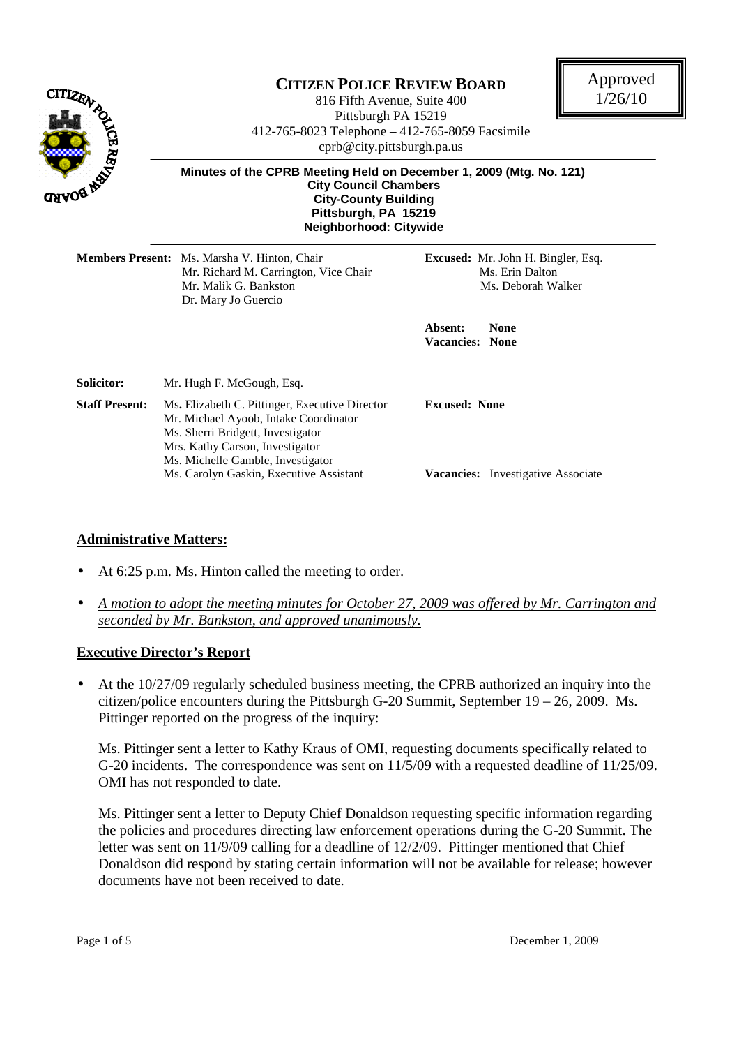Approved 1/26/10

# CITIZEN POLICE REVIEW BOARD

816 Fifth Avenue, Suite 400
Pittsburgh PA 15219
412-765-8023 Telephone – 412-765-8059 Facsimile
cprb@city.pittsburgh.pa.us

**Minutes of the CPRB Meeting Held on December 1, 2009 (Mtg. No. 121)**
**City Council Chambers**
**City-County Building**
**Pittsburgh, PA 15219**
**Neighborhood: Citywide**

**Members Present:** Ms. Marsha V. Hinton, Chair
Mr. Richard M. Carrington, Vice Chair
Mr. Malik G. Bankston
Dr. Mary Jo Guercio

**Excused:** Mr. John H. Bingler, Esq.
Ms. Erin Dalton
Ms. Deborah Walker

**Absent:** None
**Vacancies:** None

**Solicitor:** Mr. Hugh F. McGough, Esq.

**Staff Present:** Ms. Elizabeth C. Pittinger, Executive Director
Mr. Michael Ayoob, Intake Coordinator
Ms. Sherri Bridgett, Investigator
Mrs. Kathy Carson, Investigator
Ms. Michelle Gamble, Investigator
Ms. Carolyn Gaskin, Executive Assistant

**Excused:** None

**Vacancies:** Investigative Associate

## Administrative Matters:

- At 6:25 p.m. Ms. Hinton called the meeting to order.
- *A motion to adopt the meeting minutes for October 27, 2009 was offered by Mr. Carrington and seconded by Mr. Bankston, and approved unanimously.*

## Executive Director's Report

- At the 10/27/09 regularly scheduled business meeting, the CPRB authorized an inquiry into the citizen/police encounters during the Pittsburgh G-20 Summit, September 19 – 26, 2009. Ms. Pittinger reported on the progress of the inquiry:

  Ms. Pittinger sent a letter to Kathy Kraus of OMI, requesting documents specifically related to G-20 incidents. The correspondence was sent on 11/5/09 with a requested deadline of 11/25/09. OMI has not responded to date.

  Ms. Pittinger sent a letter to Deputy Chief Donaldson requesting specific information regarding the policies and procedures directing law enforcement operations during the G-20 Summit. The letter was sent on 11/9/09 calling for a deadline of 12/2/09. Pittinger mentioned that Chief Donaldson did respond by stating certain information will not be available for release; however documents have not been received to date.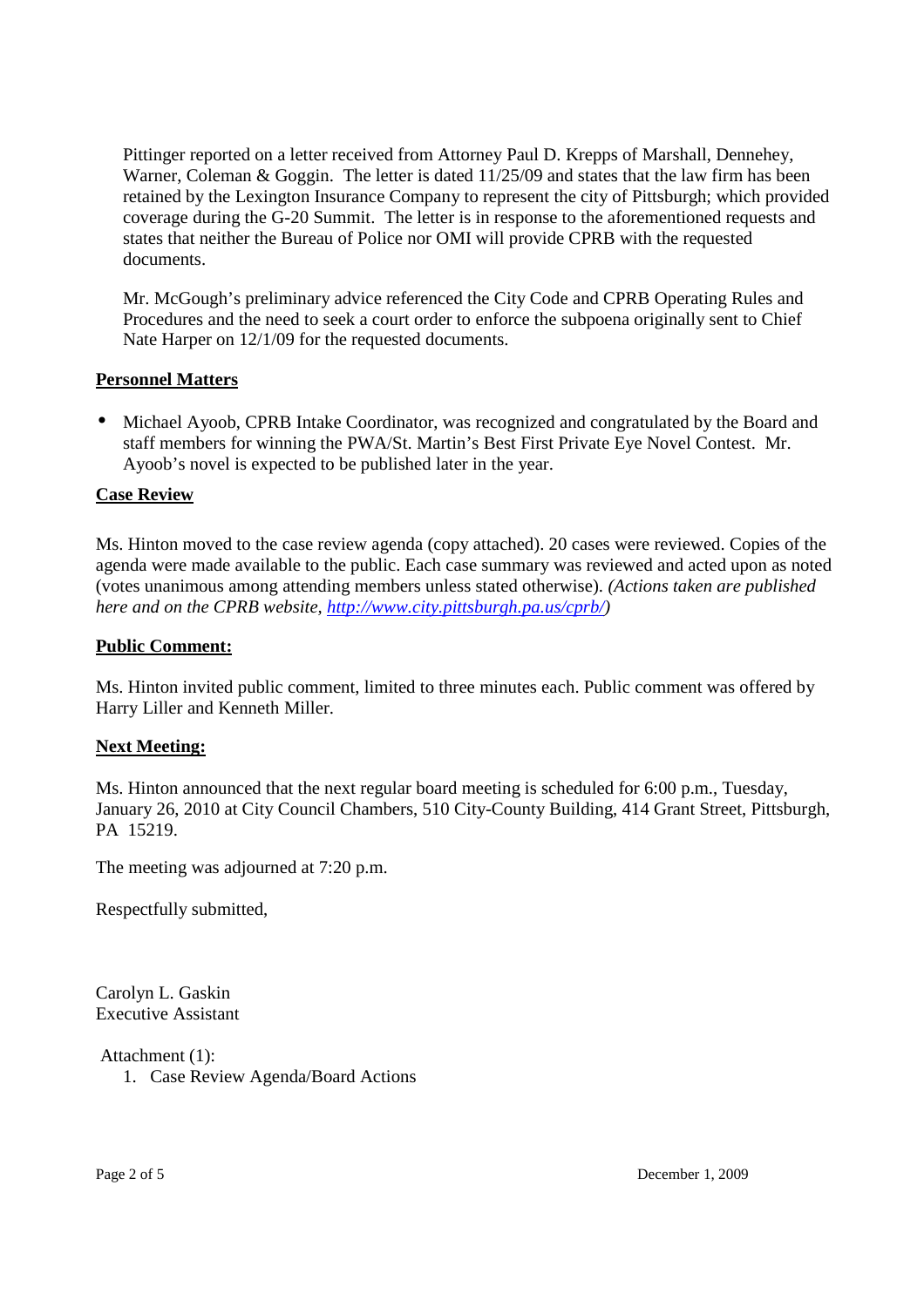Pittinger reported on a letter received from Attorney Paul D. Krepps of Marshall, Dennehey, Warner, Coleman & Goggin. The letter is dated 11/25/09 and states that the law firm has been retained by the Lexington Insurance Company to represent the city of Pittsburgh; which provided coverage during the G-20 Summit. The letter is in response to the aforementioned requests and states that neither the Bureau of Police nor OMI will provide CPRB with the requested documents.

Mr. McGough's preliminary advice referenced the City Code and CPRB Operating Rules and Procedures and the need to seek a court order to enforce the subpoena originally sent to Chief Nate Harper on 12/1/09 for the requested documents.

**Personnel Matters**

- Michael Ayoob, CPRB Intake Coordinator, was recognized and congratulated by the Board and staff members for winning the PWA/St. Martin's Best First Private Eye Novel Contest. Mr. Ayoob's novel is expected to be published later in the year.

**Case Review**

Ms. Hinton moved to the case review agenda (copy attached). 20 cases were reviewed. Copies of the agenda were made available to the public. Each case summary was reviewed and acted upon as noted (votes unanimous among attending members unless stated otherwise). *(Actions taken are published here and on the CPRB website, [http://www.city.pittsburgh.pa.us/cprb/](http://www.city.pittsburgh.pa.us/cprb/))*

**Public Comment:**

Ms. Hinton invited public comment, limited to three minutes each. Public comment was offered by Harry Liller and Kenneth Miller.

**Next Meeting:**

Ms. Hinton announced that the next regular board meeting is scheduled for 6:00 p.m., Tuesday, January 26, 2010 at City Council Chambers, 510 City-County Building, 414 Grant Street, Pittsburgh, PA 15219.

The meeting was adjourned at 7:20 p.m.

Respectfully submitted,

Carolyn L. Gaskin
Executive Assistant

Attachment (1):

1. Case Review Agenda/Board Actions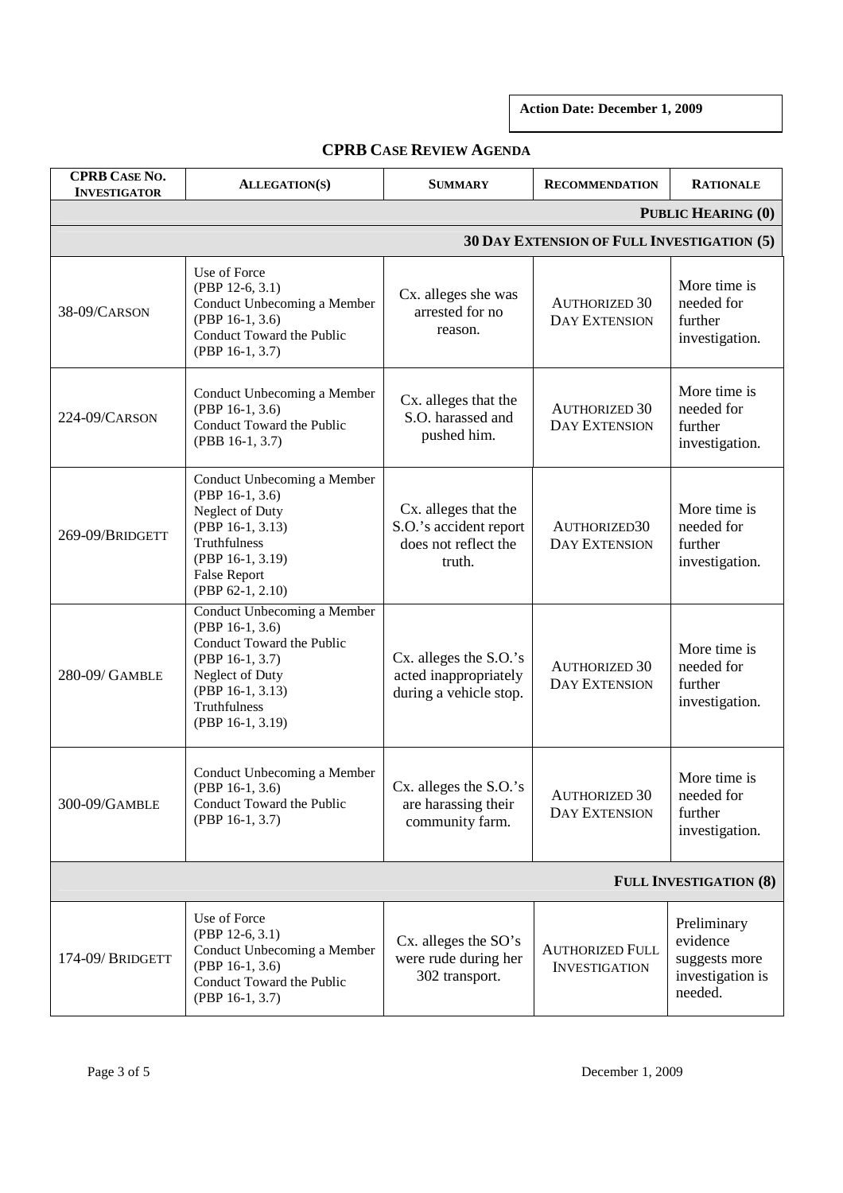**Action Date: December 1, 2009**

## CPRB Case Review Agenda

| CPRB Case No. Investigator | Allegation(s) | Summary | Recommendation | Rationale |
|---|---|---|---|---|
| | | | | **Public Hearing (0)** |
| | | | | **30 Day Extension of Full Investigation (5)** |
| 38-09/Carson | Use of Force (PBP 12-6, 3.1) Conduct Unbecoming a Member (PBP 16-1, 3.6) Conduct Toward the Public (PBP 16-1, 3.7) | Cx. alleges she was arrested for no reason. | Authorized 30 Day Extension | More time is needed for further investigation. |
| 224-09/Carson | Conduct Unbecoming a Member (PBP 16-1, 3.6) Conduct Toward the Public (PBB 16-1, 3.7) | Cx. alleges that the S.O. harassed and pushed him. | Authorized 30 Day Extension | More time is needed for further investigation. |
| 269-09/Bridgett | Conduct Unbecoming a Member (PBP 16-1, 3.6) Neglect of Duty (PBP 16-1, 3.13) Truthfulness (PBP 16-1, 3.19) False Report (PBP 62-1, 2.10) | Cx. alleges that the S.O.'s accident report does not reflect the truth. | Authorized30 Day Extension | More time is needed for further investigation. |
| 280-09/ Gamble | Conduct Unbecoming a Member (PBP 16-1, 3.6) Conduct Toward the Public (PBP 16-1, 3.7) Neglect of Duty (PBP 16-1, 3.13) Truthfulness (PBP 16-1, 3.19) | Cx. alleges the S.O.'s acted inappropriately during a vehicle stop. | Authorized 30 Day Extension | More time is needed for further investigation. |
| 300-09/Gamble | Conduct Unbecoming a Member (PBP 16-1, 3.6) Conduct Toward the Public (PBP 16-1, 3.7) | Cx. alleges the S.O.'s are harassing their community farm. | Authorized 30 Day Extension | More time is needed for further investigation. |
| | | | | **Full Investigation (8)** |
| 174-09/ Bridgett | Use of Force (PBP 12-6, 3.1) Conduct Unbecoming a Member (PBP 16-1, 3.6) Conduct Toward the Public (PBP 16-1, 3.7) | Cx. alleges the SO's were rude during her 302 transport. | Authorized Full Investigation | Preliminary evidence suggests more investigation is needed. |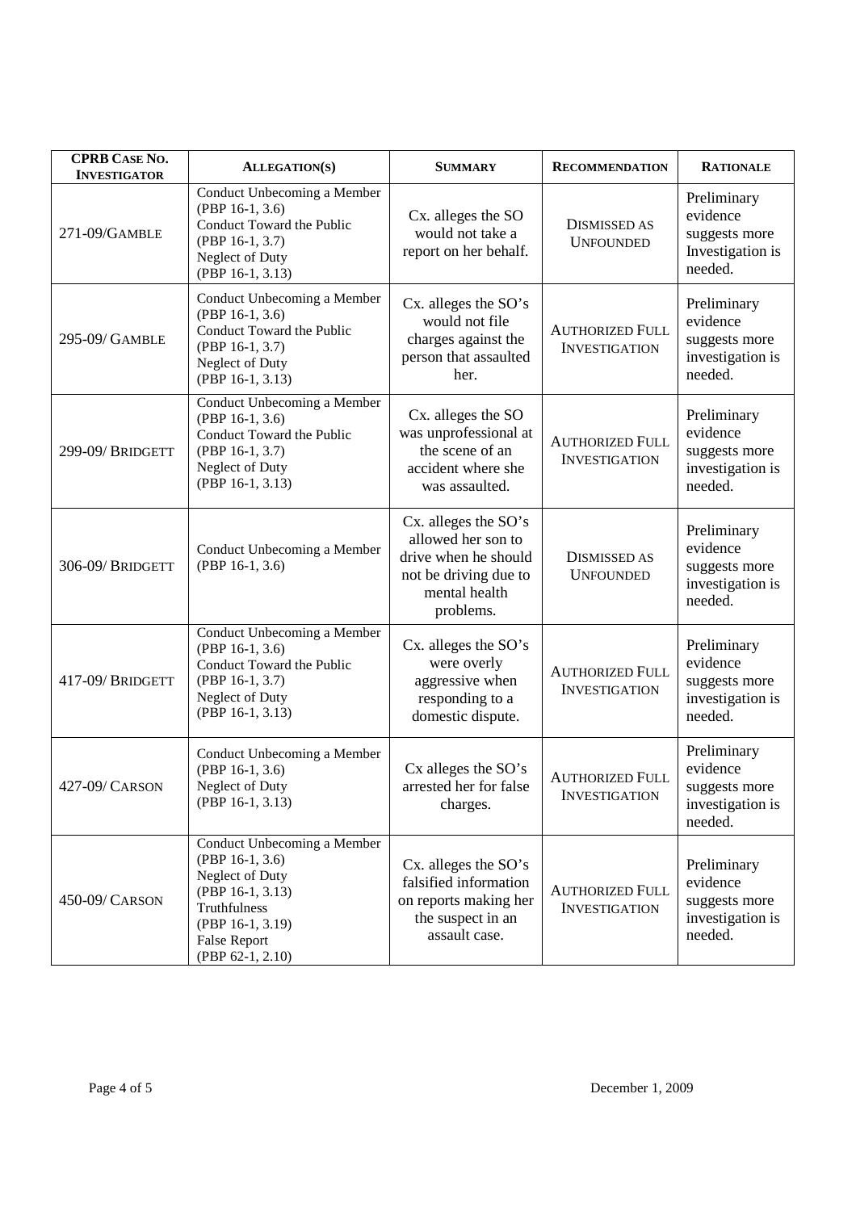| CPRB Case No. Investigator | Allegation(s) | Summary | Recommendation | Rationale |
|---|---|---|---|---|
| 271-09/Gamble | Conduct Unbecoming a Member (PBP 16-1, 3.6) Conduct Toward the Public (PBP 16-1, 3.7) Neglect of Duty (PBP 16-1, 3.13) | Cx. alleges the SO would not take a report on her behalf. | Dismissed as Unfounded | Preliminary evidence suggests more Investigation is needed. |
| 295-09/ Gamble | Conduct Unbecoming a Member (PBP 16-1, 3.6) Conduct Toward the Public (PBP 16-1, 3.7) Neglect of Duty (PBP 16-1, 3.13) | Cx. alleges the SO's would not file charges against the person that assaulted her. | Authorized Full Investigation | Preliminary evidence suggests more investigation is needed. |
| 299-09/ Bridgett | Conduct Unbecoming a Member (PBP 16-1, 3.6) Conduct Toward the Public (PBP 16-1, 3.7) Neglect of Duty (PBP 16-1, 3.13) | Cx. alleges the SO was unprofessional at the scene of an accident where she was assaulted. | Authorized Full Investigation | Preliminary evidence suggests more investigation is needed. |
| 306-09/ Bridgett | Conduct Unbecoming a Member (PBP 16-1, 3.6) | Cx. alleges the SO's allowed her son to drive when he should not be driving due to mental health problems. | Dismissed as Unfounded | Preliminary evidence suggests more investigation is needed. |
| 417-09/ Bridgett | Conduct Unbecoming a Member (PBP 16-1, 3.6) Conduct Toward the Public (PBP 16-1, 3.7) Neglect of Duty (PBP 16-1, 3.13) | Cx. alleges the SO's were overly aggressive when responding to a domestic dispute. | Authorized Full Investigation | Preliminary evidence suggests more investigation is needed. |
| 427-09/ Carson | Conduct Unbecoming a Member (PBP 16-1, 3.6) Neglect of Duty (PBP 16-1, 3.13) | Cx alleges the SO's arrested her for false charges. | Authorized Full Investigation | Preliminary evidence suggests more investigation is needed. |
| 450-09/ Carson | Conduct Unbecoming a Member (PBP 16-1, 3.6) Neglect of Duty (PBP 16-1, 3.13) Truthfulness (PBP 16-1, 3.19) False Report (PBP 62-1, 2.10) | Cx. alleges the SO's falsified information on reports making her the suspect in an assault case. | Authorized Full Investigation | Preliminary evidence suggests more investigation is needed. |

December 1, 2009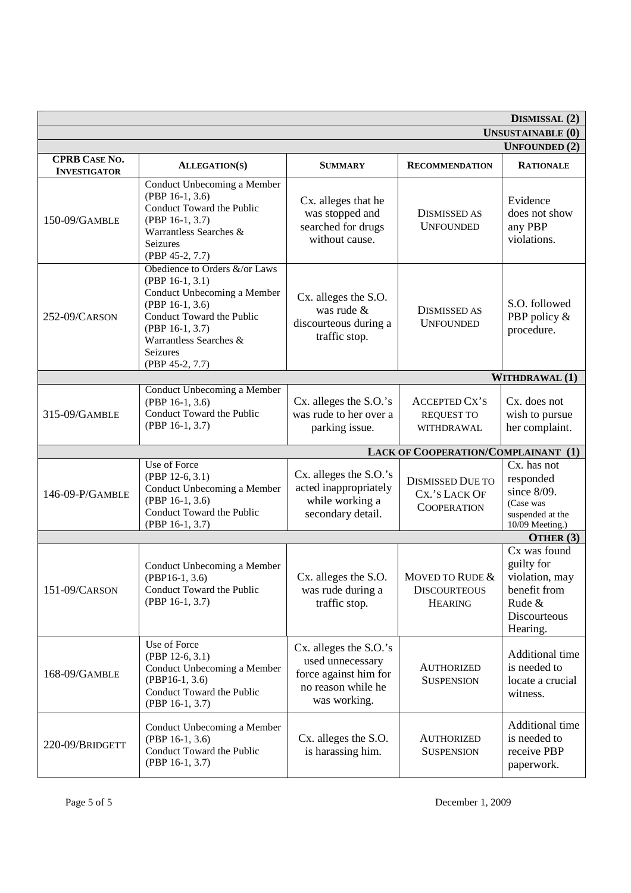| | | | | DISMISSAL (2) |
|---|---|---|---|---|
| | | | | UNSUSTAINABLE (0) |
| | | | | UNFOUNDED (2) |
| **CPRB CASE NO. INVESTIGATOR** | **ALLEGATION(S)** | **SUMMARY** | **RECOMMENDATION** | **RATIONALE** |
| 150-09/GAMBLE | Conduct Unbecoming a Member (PBP 16-1, 3.6) Conduct Toward the Public (PBP 16-1, 3.7) Warrantless Searches & Seizures (PBP 45-2, 7.7) | Cx. alleges that he was stopped and searched for drugs without cause. | DISMISSED AS UNFOUNDED | Evidence does not show any PBP violations. |
| 252-09/CARSON | Obedience to Orders &/or Laws (PBP 16-1, 3.1) Conduct Unbecoming a Member (PBP 16-1, 3.6) Conduct Toward the Public (PBP 16-1, 3.7) Warrantless Searches & Seizures (PBP 45-2, 7.7) | Cx. alleges the S.O. was rude & discourteous during a traffic stop. | DISMISSED AS UNFOUNDED | S.O. followed PBP policy & procedure. |
| | | | | **WITHDRAWAL (1)** |
| 315-09/GAMBLE | Conduct Unbecoming a Member (PBP 16-1, 3.6) Conduct Toward the Public (PBP 16-1, 3.7) | Cx. alleges the S.O.'s was rude to her over a parking issue. | ACCEPTED CX'S REQUEST TO WITHDRAWAL | Cx. does not wish to pursue her complaint. |
| | | | | **LACK OF COOPERATION/COMPLAINANT (1)** |
| 146-09-P/GAMBLE | Use of Force (PBP 12-6, 3.1) Conduct Unbecoming a Member (PBP 16-1, 3.6) Conduct Toward the Public (PBP 16-1, 3.7) | Cx. alleges the S.O.'s acted inappropriately while working a secondary detail. | DISMISSED DUE TO CX.'S LACK OF COOPERATION | Cx. has not responded since 8/09. (Case was suspended at the 10/09 Meeting.) |
| | | | | **OTHER (3)** |
| 151-09/CARSON | Conduct Unbecoming a Member (PBP16-1, 3.6) Conduct Toward the Public (PBP 16-1, 3.7) | Cx. alleges the S.O. was rude during a traffic stop. | MOVED TO RUDE & DISCOURTEOUS HEARING | Cx was found guilty for violation, may benefit from Rude & Discourteous Hearing. |
| 168-09/GAMBLE | Use of Force (PBP 12-6, 3.1) Conduct Unbecoming a Member (PBP16-1, 3.6) Conduct Toward the Public (PBP 16-1, 3.7) | Cx. alleges the S.O.'s used unnecessary force against him for no reason while he was working. | AUTHORIZED SUSPENSION | Additional time is needed to locate a crucial witness. |
| 220-09/BRIDGETT | Conduct Unbecoming a Member (PBP 16-1, 3.6) Conduct Toward the Public (PBP 16-1, 3.7) | Cx. alleges the S.O. is harassing him. | AUTHORIZED SUSPENSION | Additional time is needed to receive PBP paperwork. |

December 1, 2009